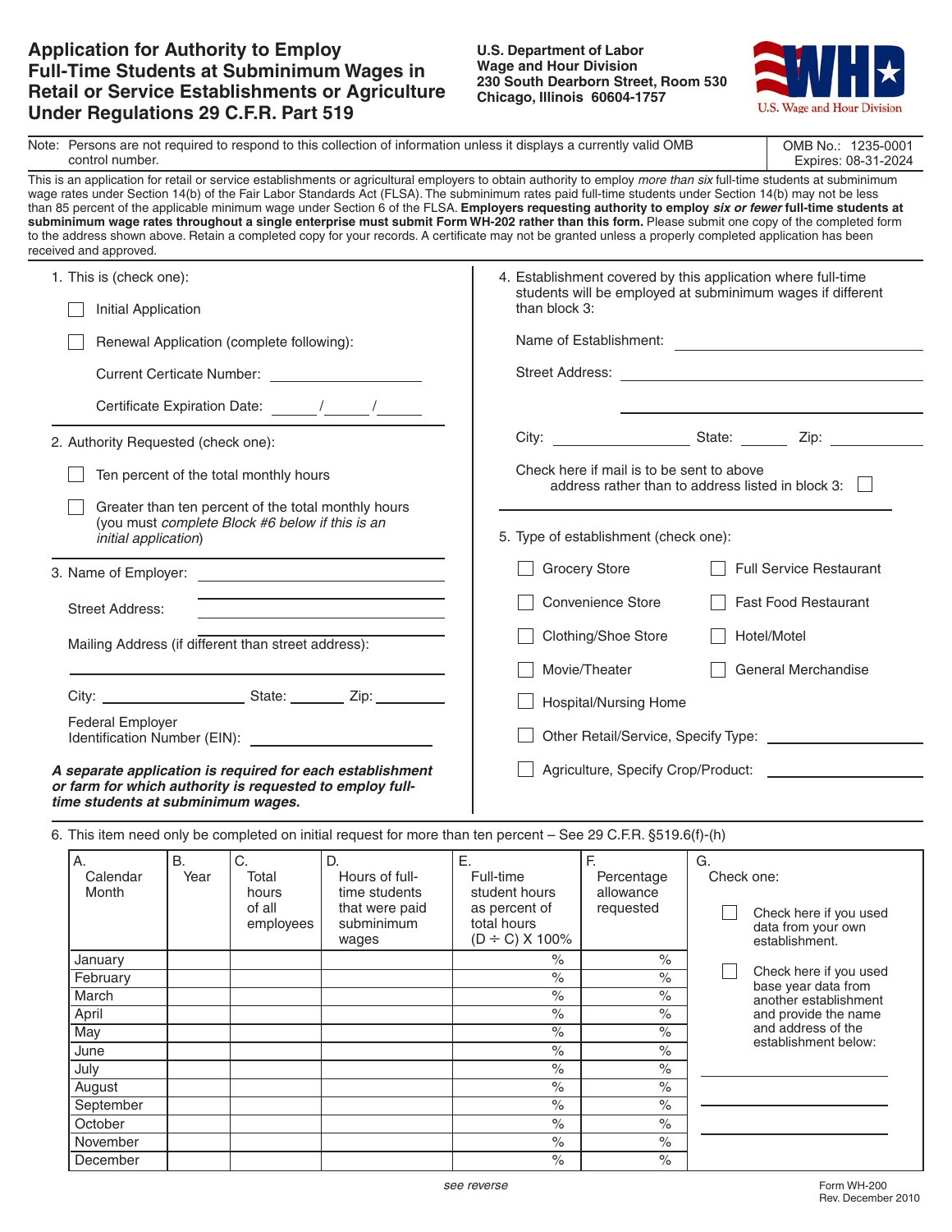# Application for Authority to Employ Full-Time Students at Subminimum Wages in Retail or Service Establishments or Agriculture Under Regulations 29 C.F.R. Part 519

**U.S. Department of Labor**
**Wage and Hour Division**
**230 South Dearborn Street, Room 530**
**Chicago, Illinois 60604-1757**

U.S. Wage and Hour Division

Note: Persons are not required to respond to this collection of information unless it displays a currently valid OMB control number.

OMB No.: 1235-0001
Expires: 08-31-2024

This is an application for retail or service establishments or agricultural employers to obtain authority to employ *more than six* full-time students at subminimum wage rates under Section 14(b) of the Fair Labor Standards Act (FLSA). The subminimum rates paid full-time students under Section 14(b) may not be less than 85 percent of the applicable minimum wage under Section 6 of the FLSA. **Employers requesting authority to employ *six or fewer* full-time students at subminimum wage rates throughout a single enterprise must submit Form WH-202 rather than this form.** Please submit one copy of the completed form to the address shown above. Retain a completed copy for your records. A certificate may not be granted unless a properly completed application has been received and approved.

1. This is (check one):

   ☐ Initial Application

   ☐ Renewal Application (complete following):

   Current Certicate Number: ____________________

   Certificate Expiration Date: _____/_____/_____

2. Authority Requested (check one):

   ☐ Ten percent of the total monthly hours

   ☐ Greater than ten percent of the total monthly hours (you must *complete Block #6 below if this is an initial application*)

3. Name of Employer: ____________________

   Street Address: ____________________

   Mailing Address (if different than street address): ____________________

   City: ____________ State: ________ Zip: ________

   Federal Employer Identification Number (EIN): ____________________

***A separate application is required for each establishment or farm for which authority is requested to employ full-time students at subminimum wages.***

4. Establishment covered by this application where full-time students will be employed at subminimum wages if different than block 3:

   Name of Establishment: ____________________

   Street Address: ____________________

   City: ____________ State: ________ Zip: ________

   Check here if mail is to be sent to above address rather than to address listed in block 3: ☐

5. Type of establishment (check one):

   ☐ Grocery Store ☐ Full Service Restaurant

   ☐ Convenience Store ☐ Fast Food Restaurant

   ☐ Clothing/Shoe Store ☐ Hotel/Motel

   ☐ Movie/Theater ☐ General Merchandise

   ☐ Hospital/Nursing Home

   ☐ Other Retail/Service, Specify Type: ____________________

   ☐ Agriculture, Specify Crop/Product: ____________________

6. This item need only be completed on initial request for more than ten percent – See 29 C.F.R. §519.6(f)-(h)

| A. Calendar Month | B. Year | C. Total hours of all employees | D. Hours of full-time students that were paid subminimum wages | E. Full-time student hours as percent of total hours (D ÷ C) X 100% | F. Percentage allowance requested |
|---|---|---|---|---|---|
| January | | | | % | % |
| February | | | | % | % |
| March | | | | % | % |
| April | | | | % | % |
| May | | | | % | % |
| June | | | | % | % |
| July | | | | % | % |
| August | | | | % | % |
| September | | | | % | % |
| October | | | | % | % |
| November | | | | % | % |
| December | | | | % | % |

G. Check one:

☐ Check here if you used data from your own establishment.

☐ Check here if you used base year data from another establishment and provide the name and address of the establishment below:

____________________

____________________

____________________

*see reverse*

Form WH-200
Rev. December 2010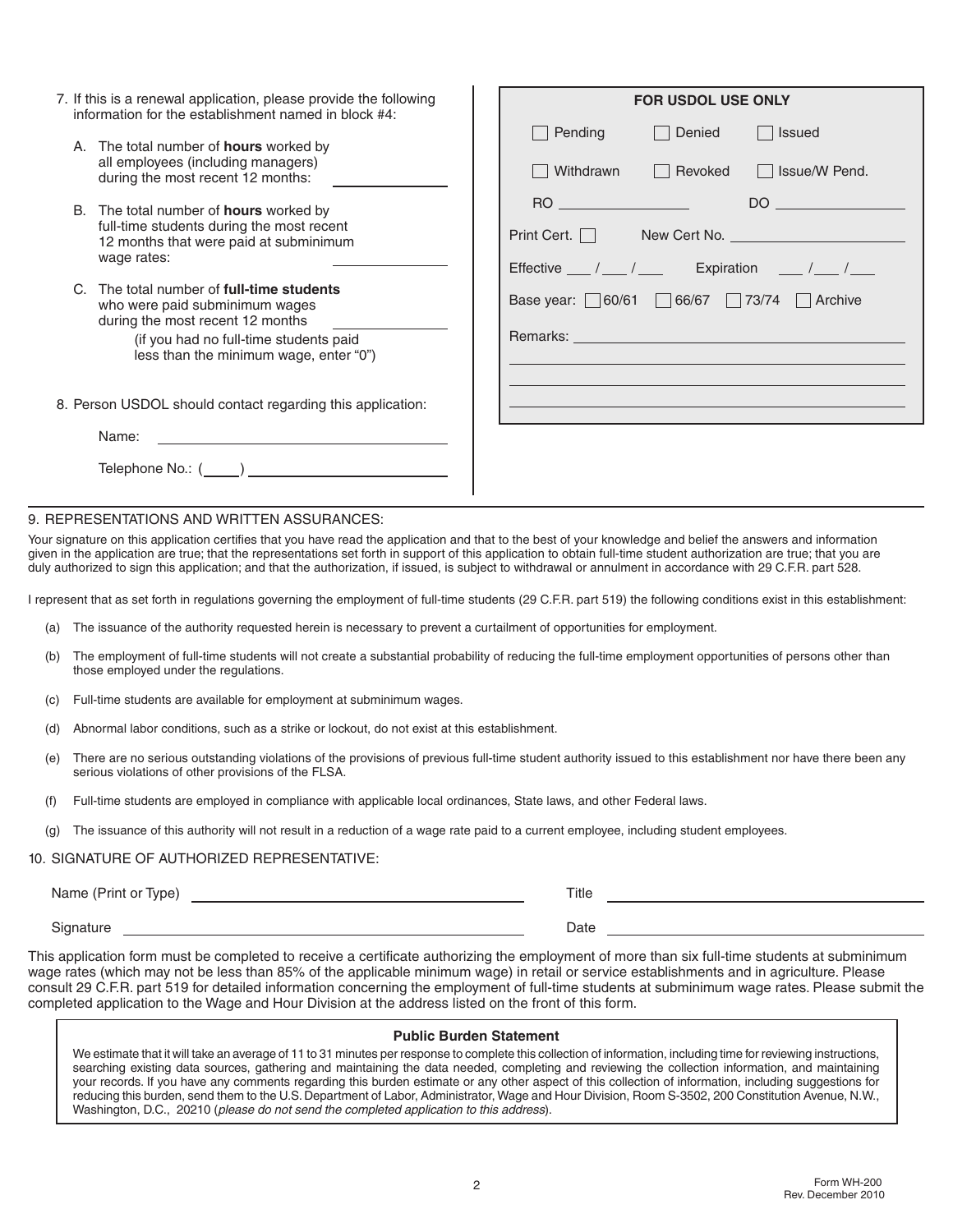7. If this is a renewal application, please provide the following information for the establishment named in block #4:

   A. The total number of **hours** worked by all employees (including managers) during the most recent 12 months: ______________

   B. The total number of **hours** worked by full-time students during the most recent 12 months that were paid at subminimum wage rates: ______________

   C. The total number of **full-time students** who were paid subminimum wages during the most recent 12 months ______________
      (if you had no full-time students paid less than the minimum wage, enter "0")

8. Person USDOL should contact regarding this application:

   Name: ______________________________

   Telephone No.: (____) ______________________

**FOR USDOL USE ONLY**

☐ Pending ☐ Denied ☐ Issued

☐ Withdrawn ☐ Revoked ☐ Issue/W Pend.

RO ______________ DO ______________

Print Cert. ☐ New Cert No. ______________________

Effective ___ /___ /___ Expiration ___ /___ /___

Base year: ☐ 60/61 ☐ 66/67 ☐ 73/74 ☐ Archive

Remarks: ______________________________________

9. REPRESENTATIONS AND WRITTEN ASSURANCES:

Your signature on this application certifies that you have read the application and that to the best of your knowledge and belief the answers and information given in the application are true; that the representations set forth in support of this application to obtain full-time student authorization are true; that you are duly authorized to sign this application; and that the authorization, if issued, is subject to withdrawal or annulment in accordance with 29 C.F.R. part 528.

I represent that as set forth in regulations governing the employment of full-time students (29 C.F.R. part 519) the following conditions exist in this establishment:

(a) The issuance of the authority requested herein is necessary to prevent a curtailment of opportunities for employment.

(b) The employment of full-time students will not create a substantial probability of reducing the full-time employment opportunities of persons other than those employed under the regulations.

(c) Full-time students are available for employment at subminimum wages.

(d) Abnormal labor conditions, such as a strike or lockout, do not exist at this establishment.

(e) There are no serious outstanding violations of the provisions of previous full-time student authority issued to this establishment nor have there been any serious violations of other provisions of the FLSA.

(f) Full-time students are employed in compliance with applicable local ordinances, State laws, and other Federal laws.

(g) The issuance of this authority will not result in a reduction of a wage rate paid to a current employee, including student employees.

10. SIGNATURE OF AUTHORIZED REPRESENTATIVE:

Name (Print or Type) ______________________________ Title ______________________________

Signature ______________________________ Date ______________________________

This application form must be completed to receive a certificate authorizing the employment of more than six full-time students at subminimum wage rates (which may not be less than 85% of the applicable minimum wage) in retail or service establishments and in agriculture. Please consult 29 C.F.R. part 519 for detailed information concerning the employment of full-time students at subminimum wage rates. Please submit the completed application to the Wage and Hour Division at the address listed on the front of this form.

**Public Burden Statement**

We estimate that it will take an average of 11 to 31 minutes per response to complete this collection of information, including time for reviewing instructions, searching existing data sources, gathering and maintaining the data needed, completing and reviewing the collection information, and maintaining your records. If you have any comments regarding this burden estimate or any other aspect of this collection of information, including suggestions for reducing this burden, send them to the U.S. Department of Labor, Administrator, Wage and Hour Division, Room S-3502, 200 Constitution Avenue, N.W., Washington, D.C., 20210 (*please do not send the completed application to this address*).

Form WH-200
Rev. December 2010